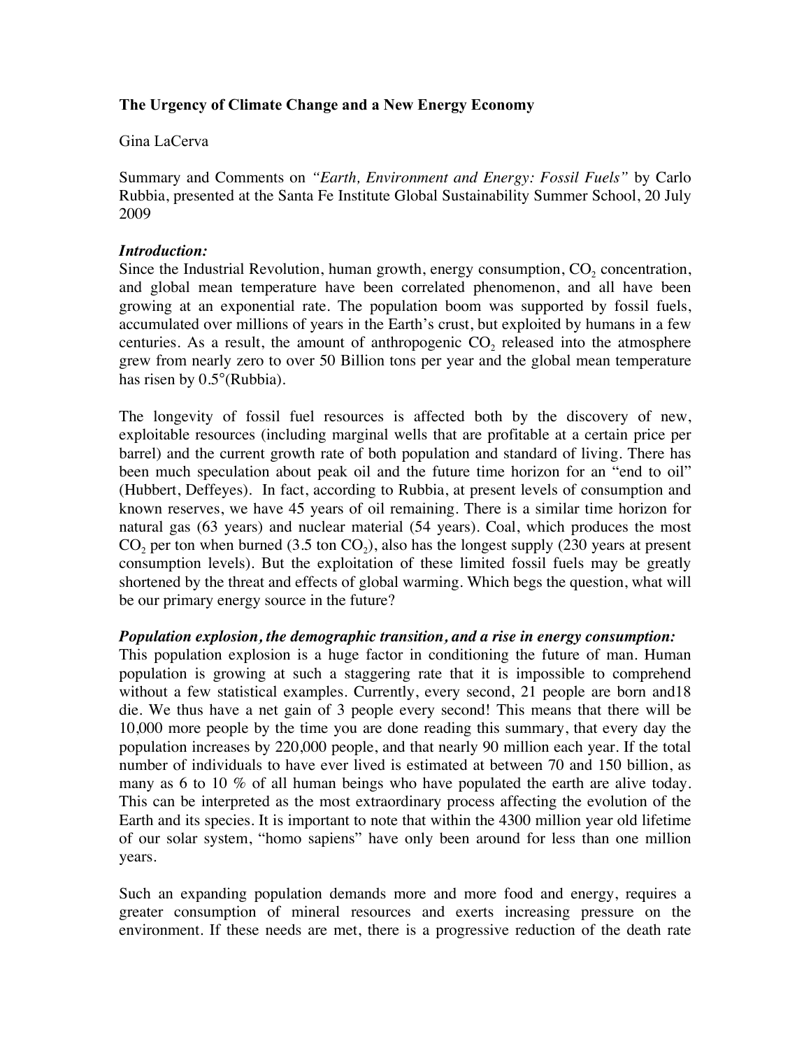**The Urgency of Climate Change and a New Energy Economy**

Gina LaCerva

Summary and Comments on *"Earth, Environment and Energy: Fossil Fuels"* by Carlo Rubbia, presented at the Santa Fe Institute Global Sustainability Summer School, 20 July 2009

***Introduction:***

Since the Industrial Revolution, human growth, energy consumption, $CO_2$ concentration, and global mean temperature have been correlated phenomenon, and all have been growing at an exponential rate. The population boom was supported by fossil fuels, accumulated over millions of years in the Earth's crust, but exploited by humans in a few centuries. As a result, the amount of anthropogenic $CO_2$ released into the atmosphere grew from nearly zero to over 50 Billion tons per year and the global mean temperature has risen by 0.5°(Rubbia).

The longevity of fossil fuel resources is affected both by the discovery of new, exploitable resources (including marginal wells that are profitable at a certain price per barrel) and the current growth rate of both population and standard of living. There has been much speculation about peak oil and the future time horizon for an "end to oil" (Hubbert, Deffeyes). In fact, according to Rubbia, at present levels of consumption and known reserves, we have 45 years of oil remaining. There is a similar time horizon for natural gas (63 years) and nuclear material (54 years). Coal, which produces the most $CO_2$ per ton when burned (3.5 ton $CO_2$), also has the longest supply (230 years at present consumption levels). But the exploitation of these limited fossil fuels may be greatly shortened by the threat and effects of global warming. Which begs the question, what will be our primary energy source in the future?

***Population explosion, the demographic transition, and a rise in energy consumption:***

This population explosion is a huge factor in conditioning the future of man. Human population is growing at such a staggering rate that it is impossible to comprehend without a few statistical examples. Currently, every second, 21 people are born and18 die. We thus have a net gain of 3 people every second! This means that there will be 10,000 more people by the time you are done reading this summary, that every day the population increases by 220,000 people, and that nearly 90 million each year. If the total number of individuals to have ever lived is estimated at between 70 and 150 billion, as many as 6 to 10 % of all human beings who have populated the earth are alive today. This can be interpreted as the most extraordinary process affecting the evolution of the Earth and its species. It is important to note that within the 4300 million year old lifetime of our solar system, "homo sapiens" have only been around for less than one million years.

Such an expanding population demands more and more food and energy, requires a greater consumption of mineral resources and exerts increasing pressure on the environment. If these needs are met, there is a progressive reduction of the death rate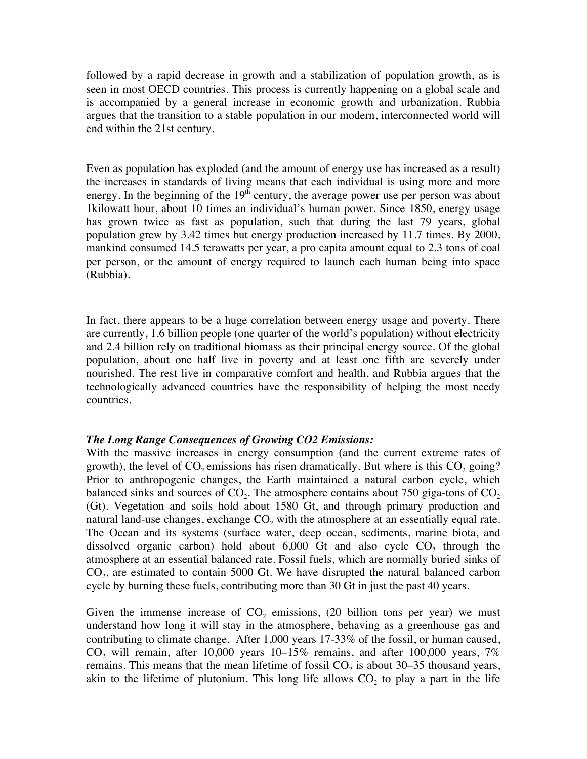followed by a rapid decrease in growth and a stabilization of population growth, as is seen in most OECD countries. This process is currently happening on a global scale and is accompanied by a general increase in economic growth and urbanization. Rubbia argues that the transition to a stable population in our modern, interconnected world will end within the 21st century.

Even as population has exploded (and the amount of energy use has increased as a result) the increases in standards of living means that each individual is using more and more energy. In the beginning of the $19^{th}$ century, the average power use per person was about 1kilowatt hour, about 10 times an individual's human power. Since 1850, energy usage has grown twice as fast as population, such that during the last 79 years, global population grew by 3.42 times but energy production increased by 11.7 times. By 2000, mankind consumed 14.5 terawatts per year, a pro capita amount equal to 2.3 tons of coal per person, or the amount of energy required to launch each human being into space (Rubbia).

In fact, there appears to be a huge correlation between energy usage and poverty. There are currently, 1.6 billion people (one quarter of the world's population) without electricity and 2.4 billion rely on traditional biomass as their principal energy source. Of the global population, about one half live in poverty and at least one fifth are severely under nourished. The rest live in comparative comfort and health, and Rubbia argues that the technologically advanced countries have the responsibility of helping the most needy countries.

***The Long Range Consequences of Growing CO2 Emissions:***

With the massive increases in energy consumption (and the current extreme rates of growth), the level of $CO_2$ emissions has risen dramatically. But where is this $CO_2$ going? Prior to anthropogenic changes, the Earth maintained a natural carbon cycle, which balanced sinks and sources of $CO_2$. The atmosphere contains about 750 giga-tons of $CO_2$ (Gt). Vegetation and soils hold about 1580 Gt, and through primary production and natural land-use changes, exchange $CO_2$ with the atmosphere at an essentially equal rate. The Ocean and its systems (surface water, deep ocean, sediments, marine biota, and dissolved organic carbon) hold about 6,000 Gt and also cycle $CO_2$ through the atmosphere at an essential balanced rate. Fossil fuels, which are normally buried sinks of $CO_2$, are estimated to contain 5000 Gt. We have disrupted the natural balanced carbon cycle by burning these fuels, contributing more than 30 Gt in just the past 40 years.

Given the immense increase of $CO_2$ emissions, (20 billion tons per year) we must understand how long it will stay in the atmosphere, behaving as a greenhouse gas and contributing to climate change. After 1,000 years 17-33% of the fossil, or human caused, $CO_2$ will remain, after 10,000 years 10–15% remains, and after 100,000 years, 7% remains. This means that the mean lifetime of fossil $CO_2$ is about 30–35 thousand years, akin to the lifetime of plutonium. This long life allows $CO_2$ to play a part in the life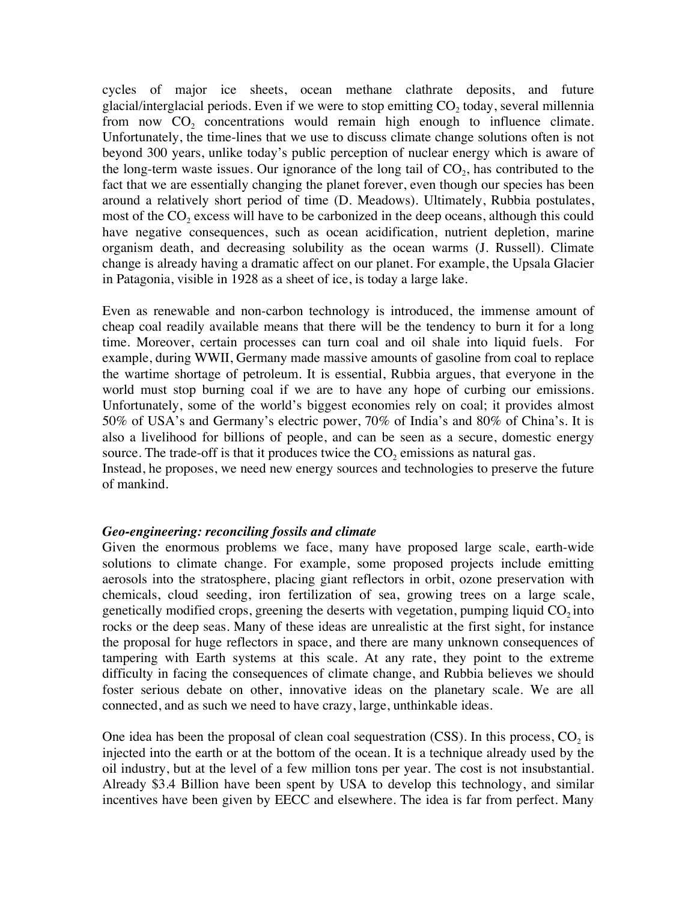cycles of major ice sheets, ocean methane clathrate deposits, and future glacial/interglacial periods. Even if we were to stop emitting $CO_2$ today, several millennia from now $CO_2$ concentrations would remain high enough to influence climate. Unfortunately, the time-lines that we use to discuss climate change solutions often is not beyond 300 years, unlike today's public perception of nuclear energy which is aware of the long-term waste issues. Our ignorance of the long tail of $CO_2$, has contributed to the fact that we are essentially changing the planet forever, even though our species has been around a relatively short period of time (D. Meadows). Ultimately, Rubbia postulates, most of the $CO_2$ excess will have to be carbonized in the deep oceans, although this could have negative consequences, such as ocean acidification, nutrient depletion, marine organism death, and decreasing solubility as the ocean warms (J. Russell). Climate change is already having a dramatic affect on our planet. For example, the Upsala Glacier in Patagonia, visible in 1928 as a sheet of ice, is today a large lake.

Even as renewable and non-carbon technology is introduced, the immense amount of cheap coal readily available means that there will be the tendency to burn it for a long time. Moreover, certain processes can turn coal and oil shale into liquid fuels. For example, during WWII, Germany made massive amounts of gasoline from coal to replace the wartime shortage of petroleum. It is essential, Rubbia argues, that everyone in the world must stop burning coal if we are to have any hope of curbing our emissions. Unfortunately, some of the world's biggest economies rely on coal; it provides almost 50% of USA's and Germany's electric power, 70% of India's and 80% of China's. It is also a livelihood for billions of people, and can be seen as a secure, domestic energy source. The trade-off is that it produces twice the $CO_2$ emissions as natural gas.
Instead, he proposes, we need new energy sources and technologies to preserve the future of mankind.

***Geo-engineering: reconciling fossils and climate***

Given the enormous problems we face, many have proposed large scale, earth-wide solutions to climate change. For example, some proposed projects include emitting aerosols into the stratosphere, placing giant reflectors in orbit, ozone preservation with chemicals, cloud seeding, iron fertilization of sea, growing trees on a large scale, genetically modified crops, greening the deserts with vegetation, pumping liquid $CO_2$ into rocks or the deep seas. Many of these ideas are unrealistic at the first sight, for instance the proposal for huge reflectors in space, and there are many unknown consequences of tampering with Earth systems at this scale. At any rate, they point to the extreme difficulty in facing the consequences of climate change, and Rubbia believes we should foster serious debate on other, innovative ideas on the planetary scale. We are all connected, and as such we need to have crazy, large, unthinkable ideas.

One idea has been the proposal of clean coal sequestration (CSS). In this process, $CO_2$ is injected into the earth or at the bottom of the ocean. It is a technique already used by the oil industry, but at the level of a few million tons per year. The cost is not insubstantial. Already \$3.4 Billion have been spent by USA to develop this technology, and similar incentives have been given by EECC and elsewhere. The idea is far from perfect. Many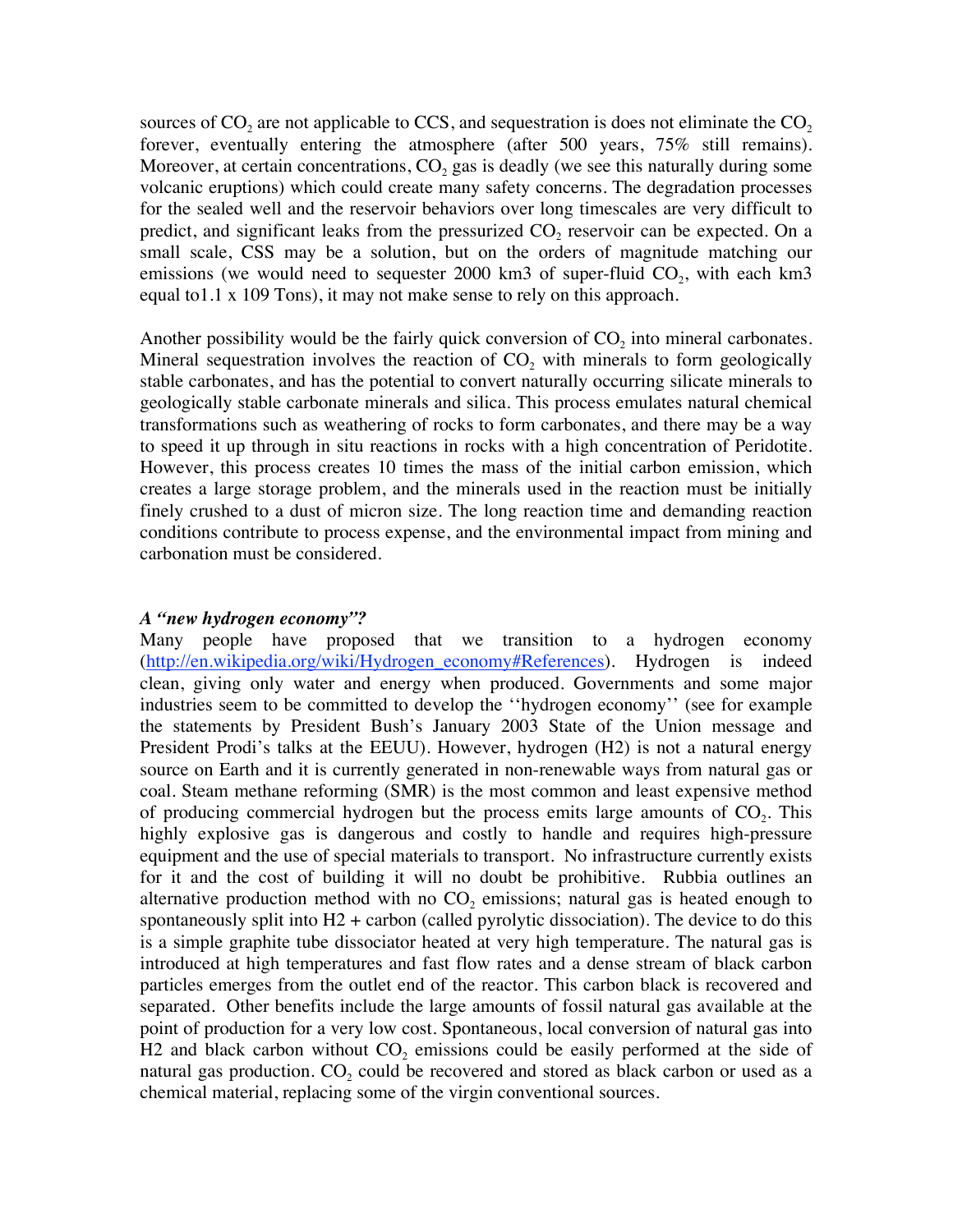sources of $CO_2$ are not applicable to CCS, and sequestration is does not eliminate the $CO_2$ forever, eventually entering the atmosphere (after 500 years, 75% still remains). Moreover, at certain concentrations, $CO_2$ gas is deadly (we see this naturally during some volcanic eruptions) which could create many safety concerns. The degradation processes for the sealed well and the reservoir behaviors over long timescales are very difficult to predict, and significant leaks from the pressurized $CO_2$ reservoir can be expected. On a small scale, CSS may be a solution, but on the orders of magnitude matching our emissions (we would need to sequester 2000 km3 of super-fluid $CO_2$, with each km3 equal to1.1 x 109 Tons), it may not make sense to rely on this approach.

Another possibility would be the fairly quick conversion of $CO_2$ into mineral carbonates. Mineral sequestration involves the reaction of $CO_2$ with minerals to form geologically stable carbonates, and has the potential to convert naturally occurring silicate minerals to geologically stable carbonate minerals and silica. This process emulates natural chemical transformations such as weathering of rocks to form carbonates, and there may be a way to speed it up through in situ reactions in rocks with a high concentration of Peridotite. However, this process creates 10 times the mass of the initial carbon emission, which creates a large storage problem, and the minerals used in the reaction must be initially finely crushed to a dust of micron size. The long reaction time and demanding reaction conditions contribute to process expense, and the environmental impact from mining and carbonation must be considered.

***A "new hydrogen economy"?***

Many people have proposed that we transition to a hydrogen economy (http://en.wikipedia.org/wiki/Hydrogen_economy#References). Hydrogen is indeed clean, giving only water and energy when produced. Governments and some major industries seem to be committed to develop the ''hydrogen economy'' (see for example the statements by President Bush's January 2003 State of the Union message and President Prodi's talks at the EEUU). However, hydrogen (H2) is not a natural energy source on Earth and it is currently generated in non-renewable ways from natural gas or coal. Steam methane reforming (SMR) is the most common and least expensive method of producing commercial hydrogen but the process emits large amounts of $CO_2$. This highly explosive gas is dangerous and costly to handle and requires high-pressure equipment and the use of special materials to transport. No infrastructure currently exists for it and the cost of building it will no doubt be prohibitive. Rubbia outlines an alternative production method with no $CO_2$ emissions; natural gas is heated enough to spontaneously split into H2 + carbon (called pyrolytic dissociation). The device to do this is a simple graphite tube dissociator heated at very high temperature. The natural gas is introduced at high temperatures and fast flow rates and a dense stream of black carbon particles emerges from the outlet end of the reactor. This carbon black is recovered and separated. Other benefits include the large amounts of fossil natural gas available at the point of production for a very low cost. Spontaneous, local conversion of natural gas into H2 and black carbon without $CO_2$ emissions could be easily performed at the side of natural gas production. $CO_2$ could be recovered and stored as black carbon or used as a chemical material, replacing some of the virgin conventional sources.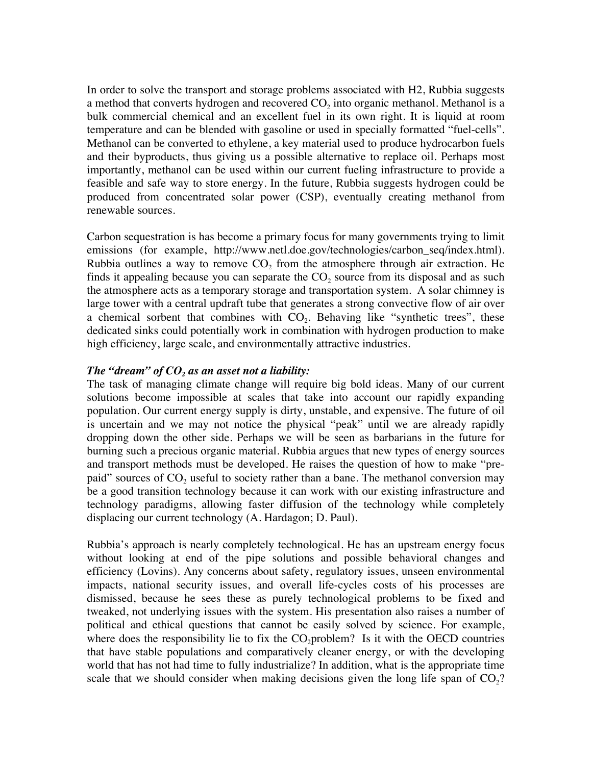In order to solve the transport and storage problems associated with H2, Rubbia suggests a method that converts hydrogen and recovered $CO_2$ into organic methanol. Methanol is a bulk commercial chemical and an excellent fuel in its own right. It is liquid at room temperature and can be blended with gasoline or used in specially formatted "fuel-cells". Methanol can be converted to ethylene, a key material used to produce hydrocarbon fuels and their byproducts, thus giving us a possible alternative to replace oil. Perhaps most importantly, methanol can be used within our current fueling infrastructure to provide a feasible and safe way to store energy. In the future, Rubbia suggests hydrogen could be produced from concentrated solar power (CSP), eventually creating methanol from renewable sources.

Carbon sequestration is has become a primary focus for many governments trying to limit emissions (for example, http://www.netl.doe.gov/technologies/carbon_seq/index.html). Rubbia outlines a way to remove $CO_2$ from the atmosphere through air extraction. He finds it appealing because you can separate the $CO_2$ source from its disposal and as such the atmosphere acts as a temporary storage and transportation system. A solar chimney is large tower with a central updraft tube that generates a strong convective flow of air over a chemical sorbent that combines with $CO_2$. Behaving like "synthetic trees", these dedicated sinks could potentially work in combination with hydrogen production to make high efficiency, large scale, and environmentally attractive industries.

***The "dream" of $CO_2$ as an asset not a liability:***

The task of managing climate change will require big bold ideas. Many of our current solutions become impossible at scales that take into account our rapidly expanding population. Our current energy supply is dirty, unstable, and expensive. The future of oil is uncertain and we may not notice the physical "peak" until we are already rapidly dropping down the other side. Perhaps we will be seen as barbarians in the future for burning such a precious organic material. Rubbia argues that new types of energy sources and transport methods must be developed. He raises the question of how to make "pre-paid" sources of $CO_2$ useful to society rather than a bane. The methanol conversion may be a good transition technology because it can work with our existing infrastructure and technology paradigms, allowing faster diffusion of the technology while completely displacing our current technology (A. Hardagon; D. Paul).

Rubbia's approach is nearly completely technological. He has an upstream energy focus without looking at end of the pipe solutions and possible behavioral changes and efficiency (Lovins). Any concerns about safety, regulatory issues, unseen environmental impacts, national security issues, and overall life-cycles costs of his processes are dismissed, because he sees these as purely technological problems to be fixed and tweaked, not underlying issues with the system. His presentation also raises a number of political and ethical questions that cannot be easily solved by science. For example, where does the responsibility lie to fix the $CO_2$problem? Is it with the OECD countries that have stable populations and comparatively cleaner energy, or with the developing world that has not had time to fully industrialize? In addition, what is the appropriate time scale that we should consider when making decisions given the long life span of $CO_2$?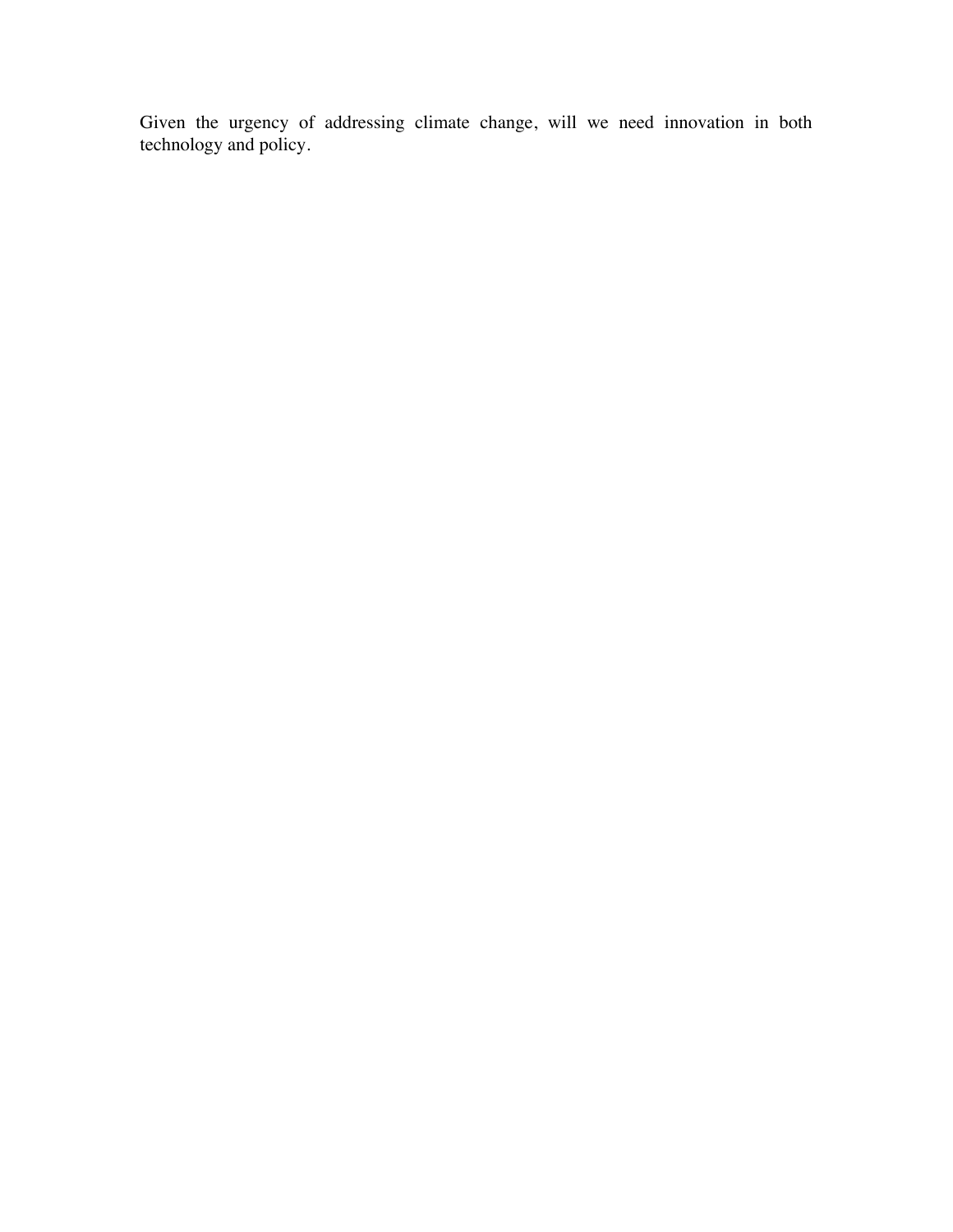Given the urgency of addressing climate change, will we need innovation in both technology and policy.